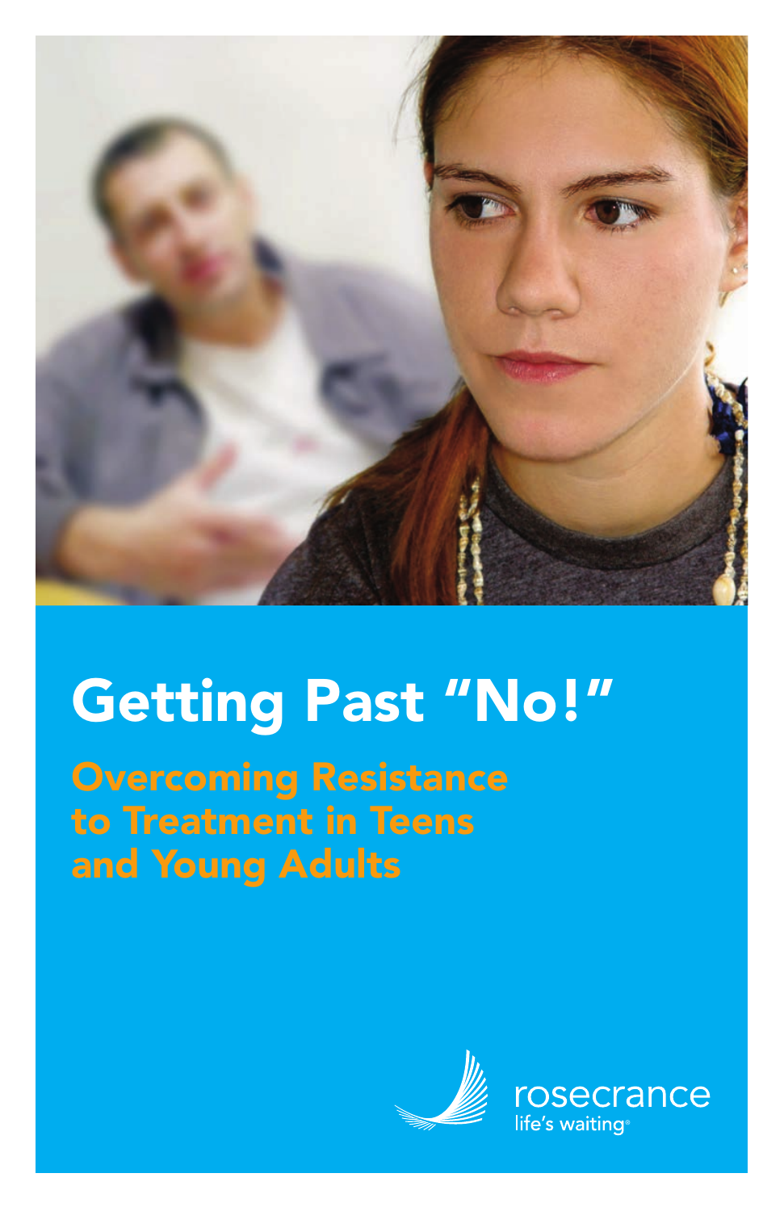# Getting Past "No!"

## Overcoming Resistance to Treatment in Teens and Young Adults

rosecrance
life's waiting®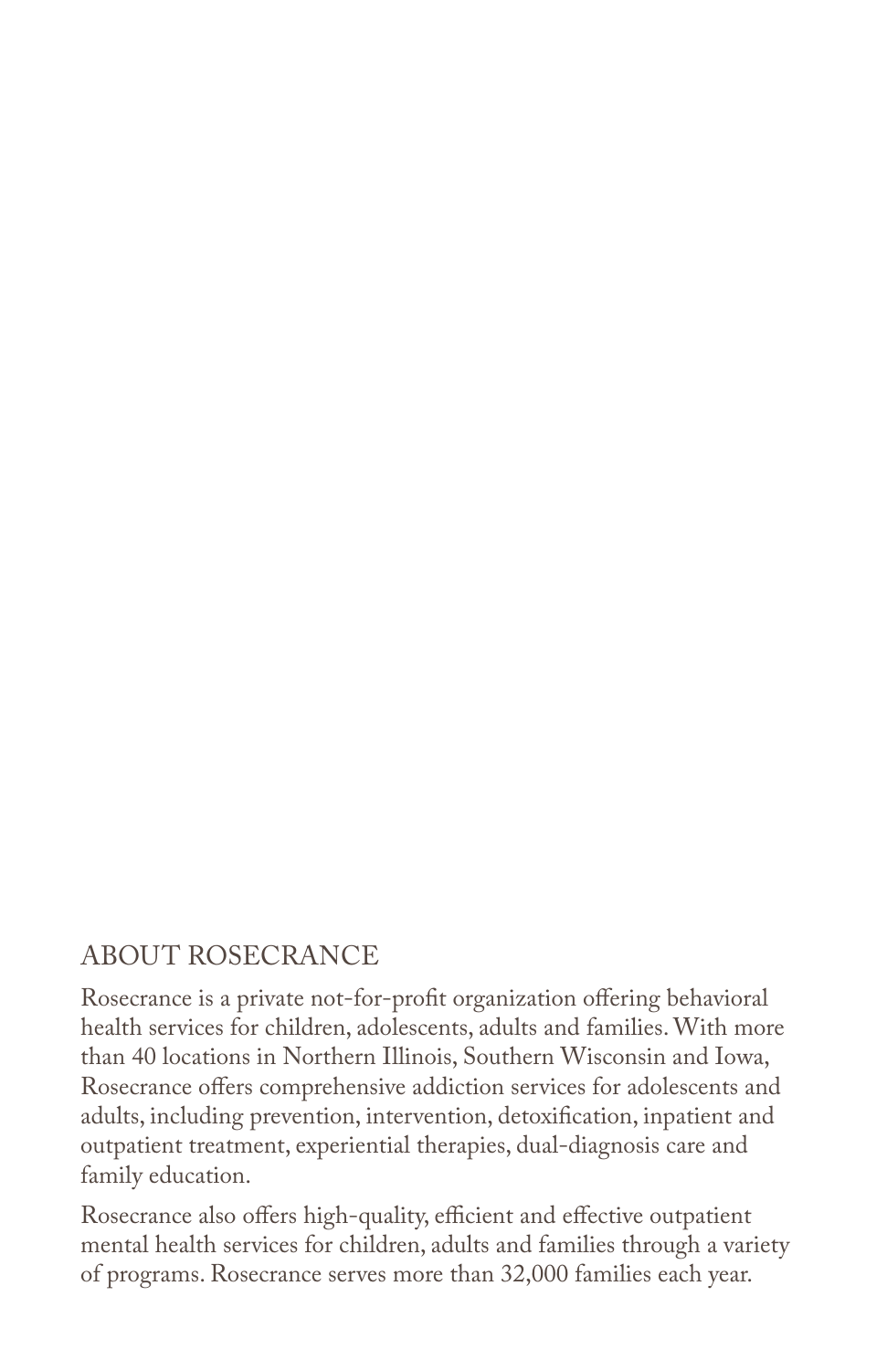## ABOUT ROSECRANCE

Rosecrance is a private not-for-profit organization offering behavioral health services for children, adolescents, adults and families. With more than 40 locations in Northern Illinois, Southern Wisconsin and Iowa, Rosecrance offers comprehensive addiction services for adolescents and adults, including prevention, intervention, detoxification, inpatient and outpatient treatment, experiential therapies, dual-diagnosis care and family education.

Rosecrance also offers high-quality, efficient and effective outpatient mental health services for children, adults and families through a variety of programs. Rosecrance serves more than 32,000 families each year.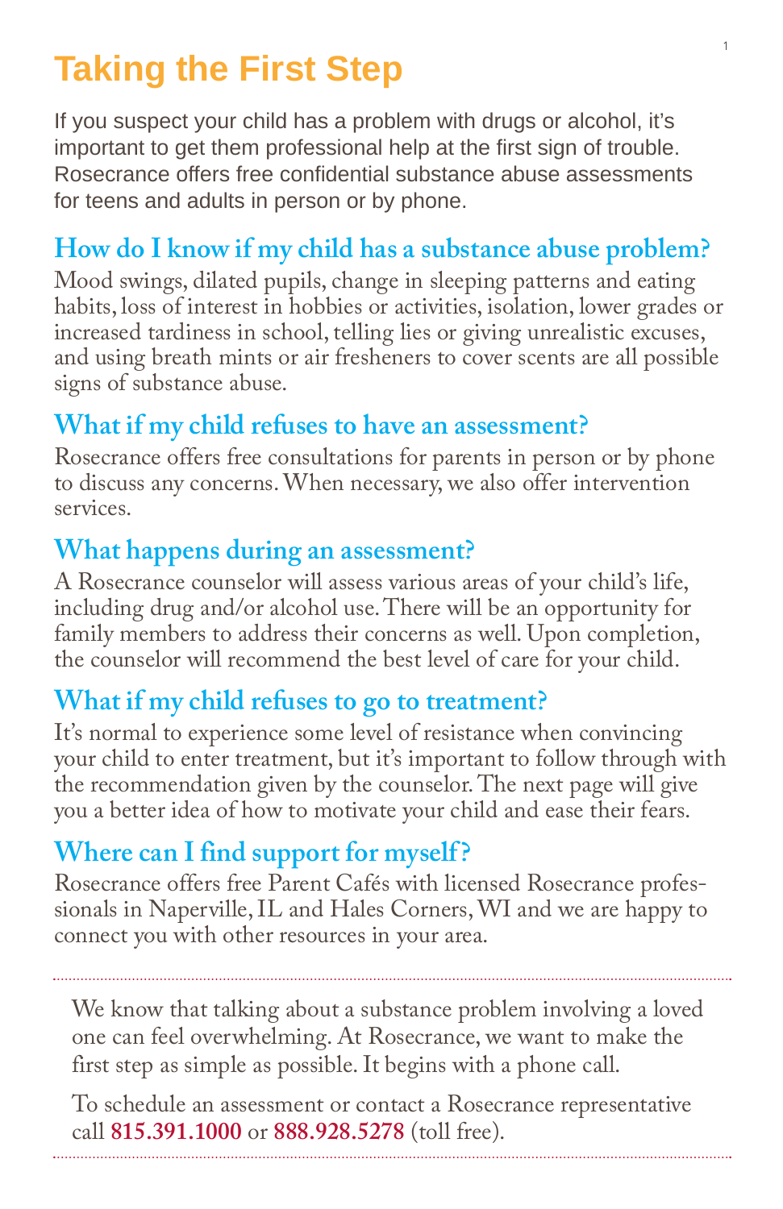# Taking the First Step

If you suspect your child has a problem with drugs or alcohol, it's important to get them professional help at the first sign of trouble. Rosecrance offers free confidential substance abuse assessments for teens and adults in person or by phone.

## How do I know if my child has a substance abuse problem?

Mood swings, dilated pupils, change in sleeping patterns and eating habits, loss of interest in hobbies or activities, isolation, lower grades or increased tardiness in school, telling lies or giving unrealistic excuses, and using breath mints or air fresheners to cover scents are all possible signs of substance abuse.

## What if my child refuses to have an assessment?

Rosecrance offers free consultations for parents in person or by phone to discuss any concerns. When necessary, we also offer intervention services.

## What happens during an assessment?

A Rosecrance counselor will assess various areas of your child's life, including drug and/or alcohol use. There will be an opportunity for family members to address their concerns as well. Upon completion, the counselor will recommend the best level of care for your child.

## What if my child refuses to go to treatment?

It's normal to experience some level of resistance when convincing your child to enter treatment, but it's important to follow through with the recommendation given by the counselor. The next page will give you a better idea of how to motivate your child and ease their fears.

## Where can I find support for myself?

Rosecrance offers free Parent Cafés with licensed Rosecrance professionals in Naperville, IL and Hales Corners, WI and we are happy to connect you with other resources in your area.

---

We know that talking about a substance problem involving a loved one can feel overwhelming. At Rosecrance, we want to make the first step as simple as possible. It begins with a phone call.

To schedule an assessment or contact a Rosecrance representative call **815.391.1000** or **888.928.5278** (toll free).

---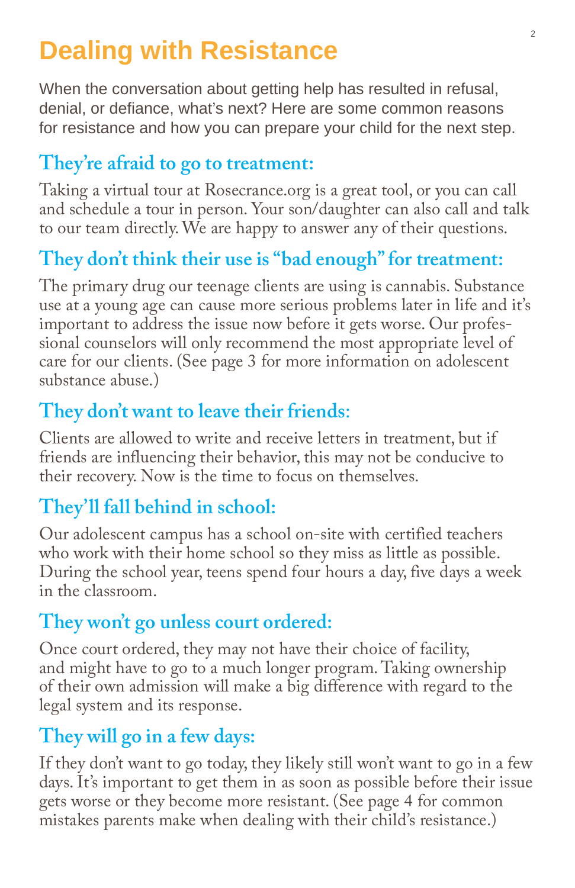# Dealing with Resistance

When the conversation about getting help has resulted in refusal, denial, or defiance, what's next? Here are some common reasons for resistance and how you can prepare your child for the next step.

## They're afraid to go to treatment:

Taking a virtual tour at Rosecrance.org is a great tool, or you can call and schedule a tour in person. Your son/daughter can also call and talk to our team directly. We are happy to answer any of their questions.

## They don't think their use is "bad enough" for treatment:

The primary drug our teenage clients are using is cannabis. Substance use at a young age can cause more serious problems later in life and it's important to address the issue now before it gets worse. Our professional counselors will only recommend the most appropriate level of care for our clients. (See page 3 for more information on adolescent substance abuse.)

## They don't want to leave their friends:

Clients are allowed to write and receive letters in treatment, but if friends are influencing their behavior, this may not be conducive to their recovery. Now is the time to focus on themselves.

## They'll fall behind in school:

Our adolescent campus has a school on-site with certified teachers who work with their home school so they miss as little as possible. During the school year, teens spend four hours a day, five days a week in the classroom.

## They won't go unless court ordered:

Once court ordered, they may not have their choice of facility, and might have to go to a much longer program. Taking ownership of their own admission will make a big difference with regard to the legal system and its response.

## They will go in a few days:

If they don't want to go today, they likely still won't want to go in a few days. It's important to get them in as soon as possible before their issue gets worse or they become more resistant. (See page 4 for common mistakes parents make when dealing with their child's resistance.)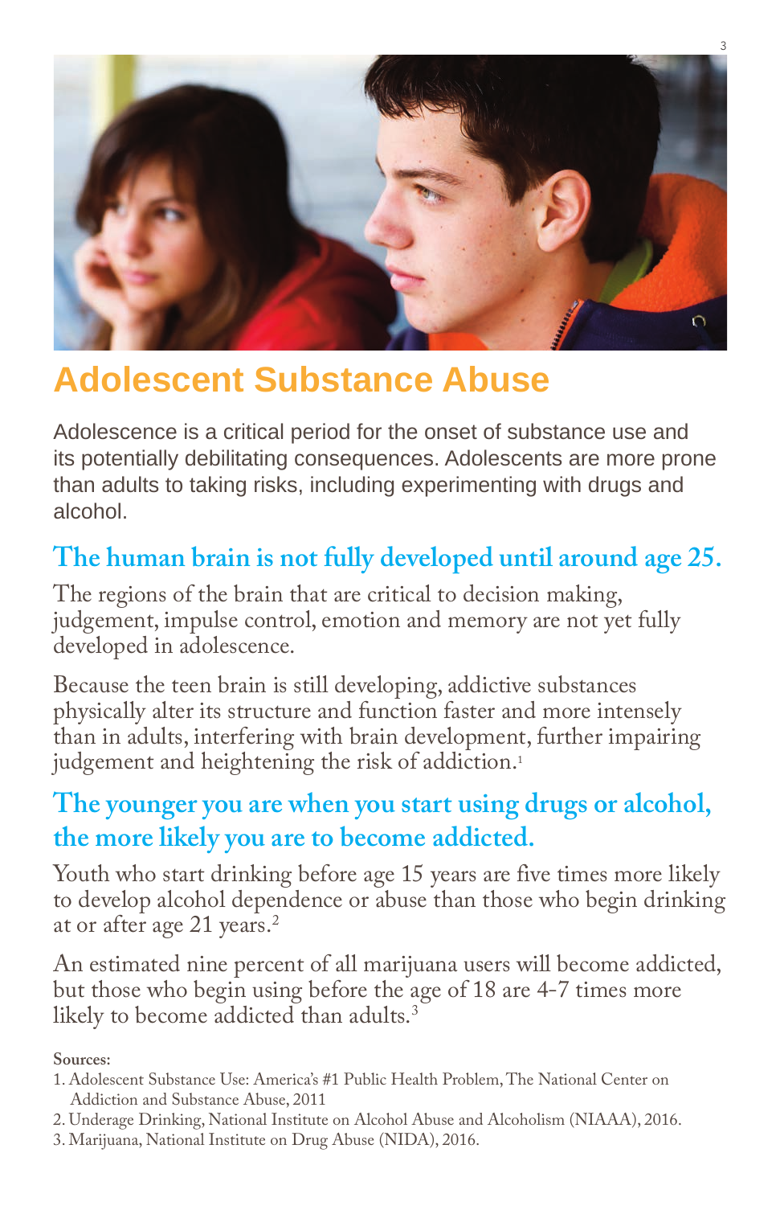# Adolescent Substance Abuse

Adolescence is a critical period for the onset of substance use and its potentially debilitating consequences. Adolescents are more prone than adults to taking risks, including experimenting with drugs and alcohol.

## The human brain is not fully developed until around age 25.

The regions of the brain that are critical to decision making, judgement, impulse control, emotion and memory are not yet fully developed in adolescence.

Because the teen brain is still developing, addictive substances physically alter its structure and function faster and more intensely than in adults, interfering with brain development, further impairing judgement and heightening the risk of addiction.[1]

## The younger you are when you start using drugs or alcohol, the more likely you are to become addicted.

Youth who start drinking before age 15 years are five times more likely to develop alcohol dependence or abuse than those who begin drinking at or after age 21 years.[2]

An estimated nine percent of all marijuana users will become addicted, but those who begin using before the age of 18 are 4-7 times more likely to become addicted than adults.[3]

**Sources:**

1. Adolescent Substance Use: America's #1 Public Health Problem, The National Center on Addiction and Substance Abuse, 2011
2. Underage Drinking, National Institute on Alcohol Abuse and Alcoholism (NIAAA), 2016.
3. Marijuana, National Institute on Drug Abuse (NIDA), 2016.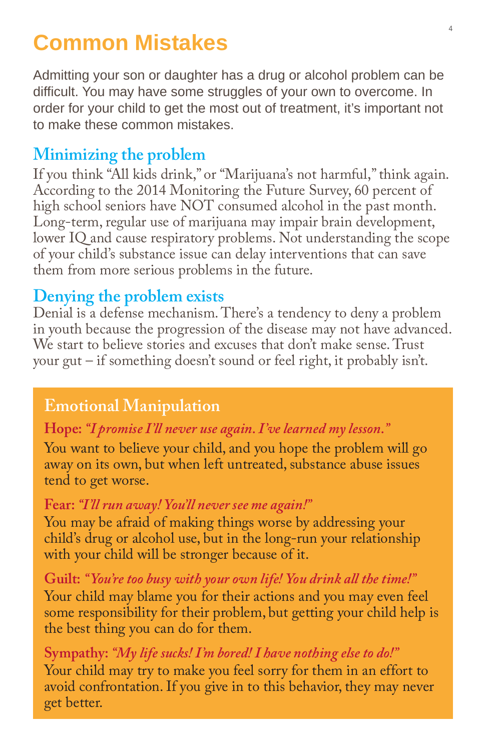# Common Mistakes

Admitting your son or daughter has a drug or alcohol problem can be difficult. You may have some struggles of your own to overcome. In order for your child to get the most out of treatment, it's important not to make these common mistakes.

## Minimizing the problem

If you think "All kids drink," or "Marijuana's not harmful," think again. According to the 2014 Monitoring the Future Survey, 60 percent of high school seniors have NOT consumed alcohol in the past month. Long-term, regular use of marijuana may impair brain development, lower IQ and cause respiratory problems. Not understanding the scope of your child's substance issue can delay interventions that can save them from more serious problems in the future.

## Denying the problem exists

Denial is a defense mechanism. There's a tendency to deny a problem in youth because the progression of the disease may not have advanced. We start to believe stories and excuses that don't make sense. Trust your gut – if something doesn't sound or feel right, it probably isn't.

### Emotional Manipulation

**Hope:** *"I promise I'll never use again. I've learned my lesson."*
You want to believe your child, and you hope the problem will go away on its own, but when left untreated, substance abuse issues tend to get worse.

**Fear:** *"I'll run away! You'll never see me again!"*
You may be afraid of making things worse by addressing your child's drug or alcohol use, but in the long-run your relationship with your child will be stronger because of it.

**Guilt:** *"You're too busy with your own life! You drink all the time!"*
Your child may blame you for their actions and you may even feel some responsibility for their problem, but getting your child help is the best thing you can do for them.

**Sympathy:** *"My life sucks! I'm bored! I have nothing else to do!"*
Your child may try to make you feel sorry for them in an effort to avoid confrontation. If you give in to this behavior, they may never get better.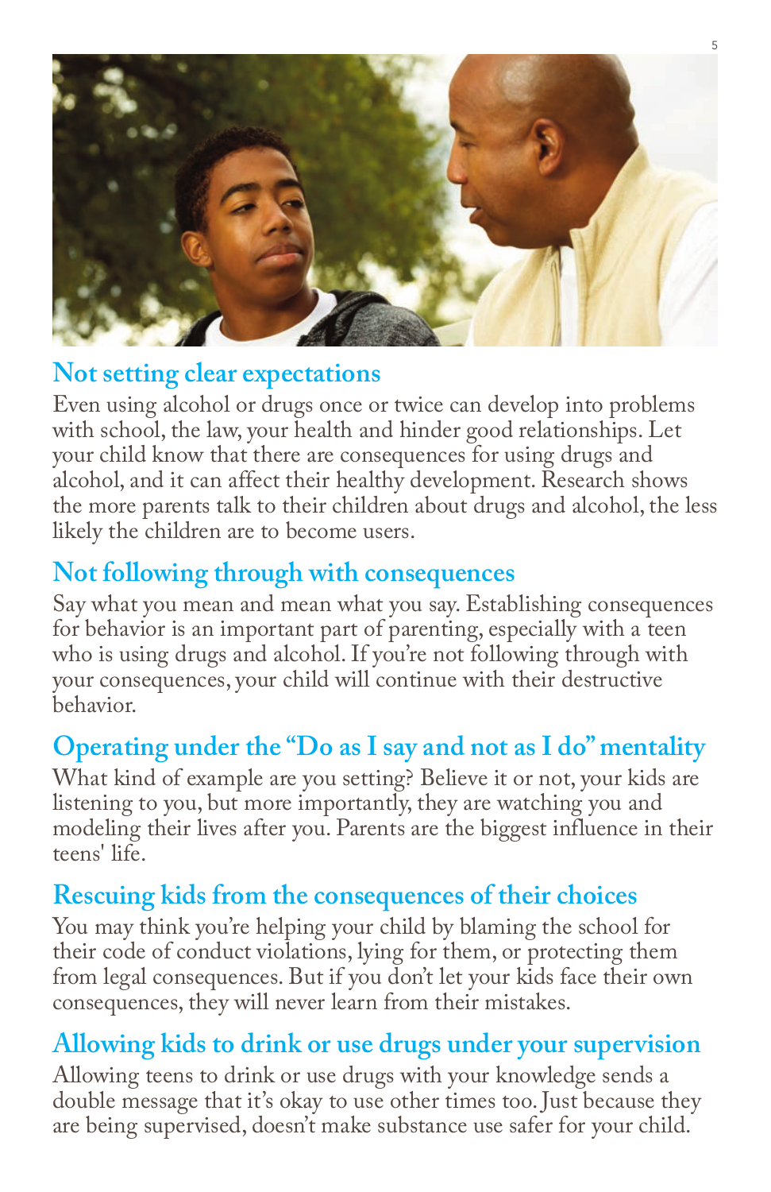## Not setting clear expectations

Even using alcohol or drugs once or twice can develop into problems with school, the law, your health and hinder good relationships. Let your child know that there are consequences for using drugs and alcohol, and it can affect their healthy development. Research shows the more parents talk to their children about drugs and alcohol, the less likely the children are to become users.

## Not following through with consequences

Say what you mean and mean what you say. Establishing consequences for behavior is an important part of parenting, especially with a teen who is using drugs and alcohol. If you're not following through with your consequences, your child will continue with their destructive behavior.

## Operating under the "Do as I say and not as I do" mentality

What kind of example are you setting? Believe it or not, your kids are listening to you, but more importantly, they are watching you and modeling their lives after you. Parents are the biggest influence in their teens' life.

## Rescuing kids from the consequences of their choices

You may think you're helping your child by blaming the school for their code of conduct violations, lying for them, or protecting them from legal consequences. But if you don't let your kids face their own consequences, they will never learn from their mistakes.

## Allowing kids to drink or use drugs under your supervision

Allowing teens to drink or use drugs with your knowledge sends a double message that it's okay to use other times too. Just because they are being supervised, doesn't make substance use safer for your child.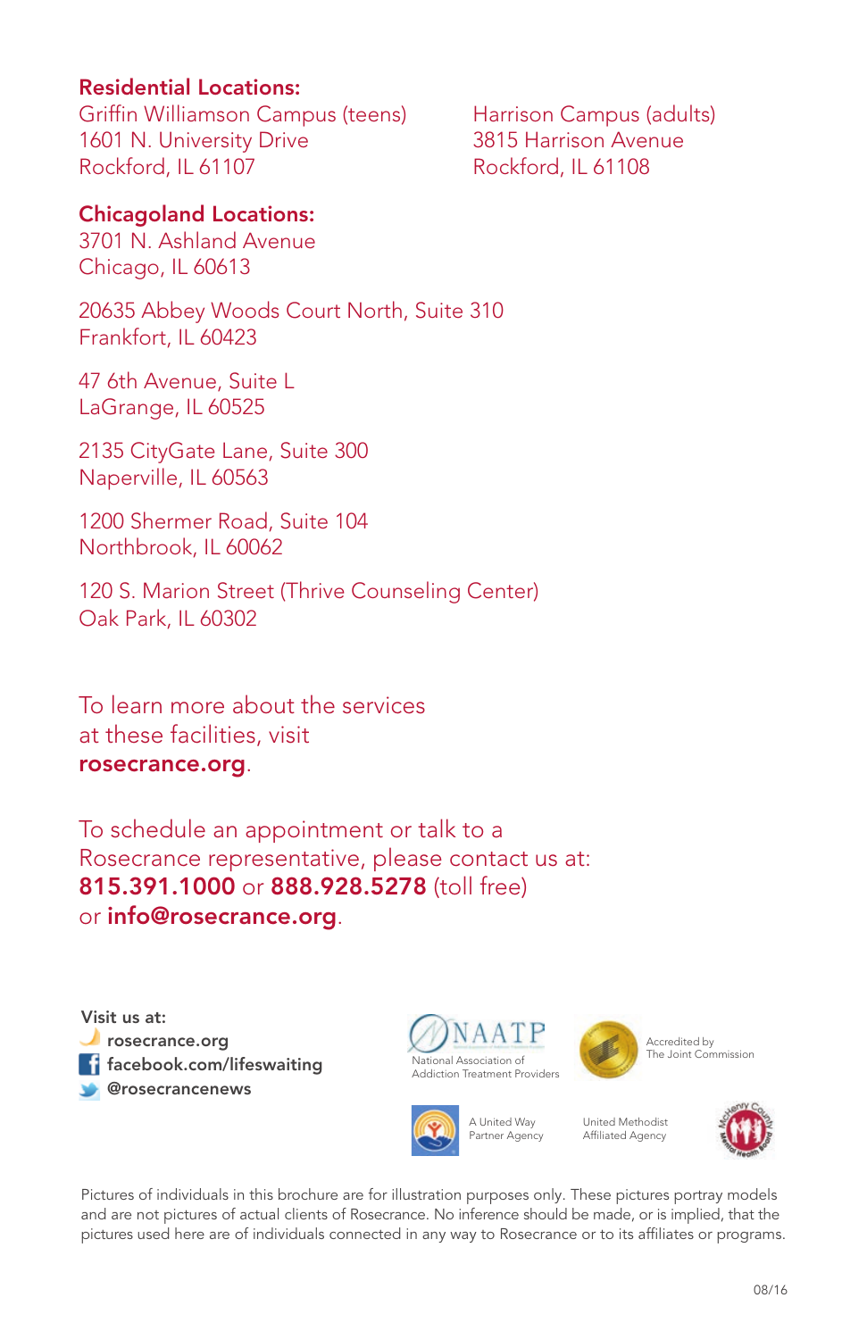**Residential Locations:**

Griffin Williamson Campus (teens)
1601 N. University Drive
Rockford, IL 61107

Harrison Campus (adults)
3815 Harrison Avenue
Rockford, IL 61108

**Chicagoland Locations:**

3701 N. Ashland Avenue
Chicago, IL 60613

20635 Abbey Woods Court North, Suite 310
Frankfort, IL 60423

47 6th Avenue, Suite L
LaGrange, IL 60525

2135 CityGate Lane, Suite 300
Naperville, IL 60563

1200 Shermer Road, Suite 104
Northbrook, IL 60062

120 S. Marion Street (Thrive Counseling Center)
Oak Park, IL 60302

To learn more about the services at these facilities, visit **rosecrance.org**.

To schedule an appointment or talk to a Rosecrance representative, please contact us at: **815.391.1000** or **888.928.5278** (toll free) or **info@rosecrance.org**.

**Visit us at:**

rosecrance.org
facebook.com/lifeswaiting
@rosecrancenews

NAATP
National Association of Addiction Treatment Providers

Accredited by The Joint Commission

A United Way Partner Agency

United Methodist Affiliated Agency

McHenry County Mental Health Board

Pictures of individuals in this brochure are for illustration purposes only. These pictures portray models and are not pictures of actual clients of Rosecrance. No inference should be made, or is implied, that the pictures used here are of individuals connected in any way to Rosecrance or to its affiliates or programs.

08/16